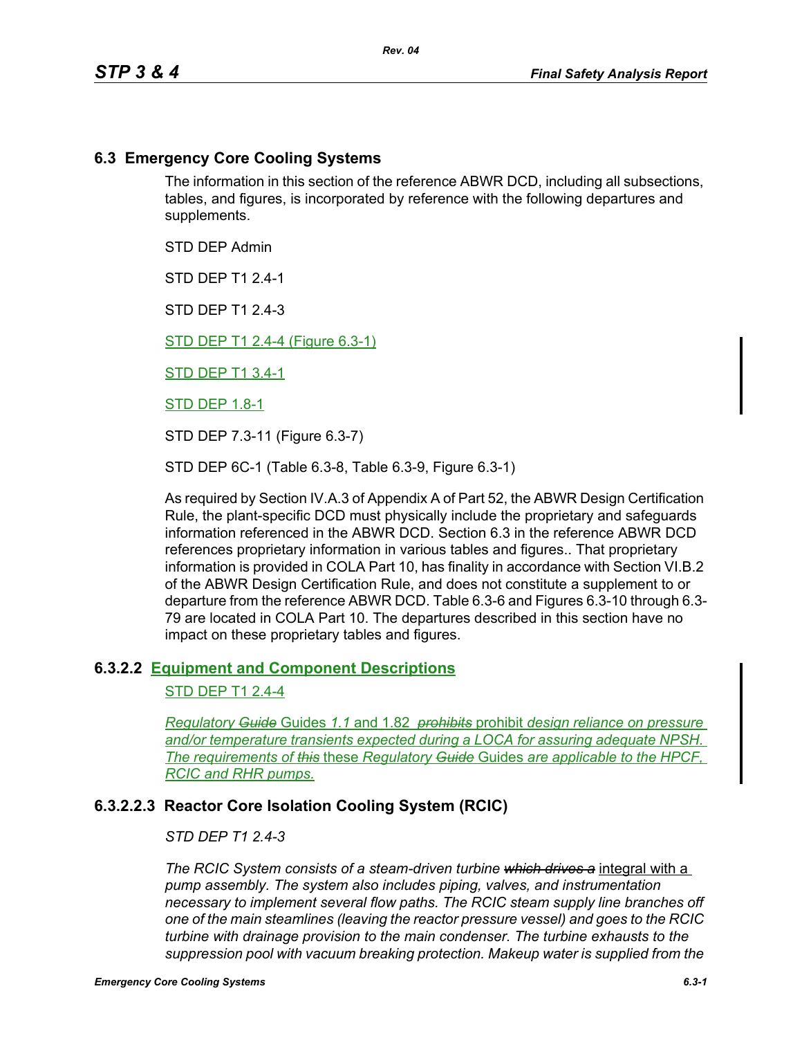## 6.3 Emergency Core Cooling Systems

The information in this section of the reference ABWR DCD, including all subsections, tables, and figures, is incorporated by reference with the following departures and supplements.

STD DEP Admin

STD DEP T1 2.4-1

STD DEP T1 2.4-3

STD DEP T1 2.4-4 (Figure 6.3-1)

STD DEP T1 3.4-1

STD DEP 1.8-1

STD DEP 7.3-11 (Figure 6.3-7)

STD DEP 6C-1 (Table 6.3-8, Table 6.3-9, Figure 6.3-1)

As required by Section IV.A.3 of Appendix A of Part 52, the ABWR Design Certification Rule, the plant-specific DCD must physically include the proprietary and safeguards information referenced in the ABWR DCD. Section 6.3 in the reference ABWR DCD references proprietary information in various tables and figures.. That proprietary information is provided in COLA Part 10, has finality in accordance with Section VI.B.2 of the ABWR Design Certification Rule, and does not constitute a supplement to or departure from the reference ABWR DCD. Table 6.3-6 and Figures 6.3-10 through 6.3-79 are located in COLA Part 10. The departures described in this section have no impact on these proprietary tables and figures.

### 6.3.2.2 Equipment and Component Descriptions

STD DEP T1 2.4-4

*Regulatory ~~Guide~~* Guides *1.1* and 1.82 *~~prohibits~~* prohibit *design reliance on pressure and/or temperature transients expected during a LOCA for assuring adequate NPSH. The requirements of ~~this~~* these *Regulatory ~~Guide~~* Guides *are applicable to the HPCF, RCIC and RHR pumps.*

### 6.3.2.2.3 Reactor Core Isolation Cooling System (RCIC)

*STD DEP T1 2.4-3*

*The RCIC System consists of a steam-driven turbine ~~which drives a~~* integral with a *pump assembly. The system also includes piping, valves, and instrumentation necessary to implement several flow paths. The RCIC steam supply line branches off one of the main steamlines (leaving the reactor pressure vessel) and goes to the RCIC turbine with drainage provision to the main condenser. The turbine exhausts to the suppression pool with vacuum breaking protection. Makeup water is supplied from the*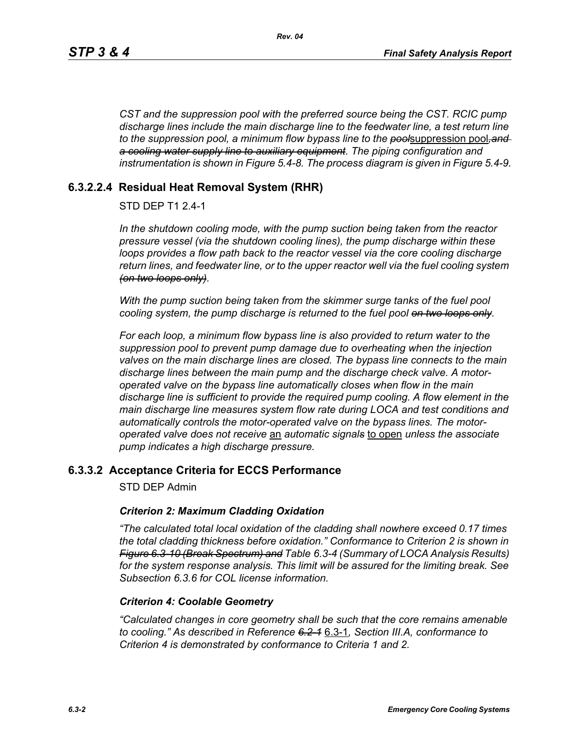*CST and the suppression pool with the preferred source being the CST. RCIC pump discharge lines include the main discharge line to the feedwater line, a test return line to the suppression pool, a minimum flow bypass line to the ~~pool~~*suppression pool*~~, and a cooling water supply line to auxiliary equipment~~. The piping configuration and instrumentation is shown in Figure 5.4-8. The process diagram is given in Figure 5.4-9.*

### 6.3.2.2.4 Residual Heat Removal System (RHR)

STD DEP T1 2.4-1

*In the shutdown cooling mode, with the pump suction being taken from the reactor pressure vessel (via the shutdown cooling lines), the pump discharge within these loops provides a flow path back to the reactor vessel via the core cooling discharge return lines, and feedwater line, or to the upper reactor well via the fuel cooling system ~~(on two loops only)~~.*

*With the pump suction being taken from the skimmer surge tanks of the fuel pool cooling system, the pump discharge is returned to the fuel pool ~~on two loops only~~.*

*For each loop, a minimum flow bypass line is also provided to return water to the suppression pool to prevent pump damage due to overheating when the injection valves on the main discharge lines are closed. The bypass line connects to the main discharge lines between the main pump and the discharge check valve. A motor-operated valve on the bypass line automatically closes when flow in the main discharge line is sufficient to provide the required pump cooling. A flow element in the main discharge line measures system flow rate during LOCA and test conditions and automatically controls the motor-operated valve on the bypass lines. The motor-operated valve does not receive* an *automatic signal~~s~~* to open *unless the associate pump indicates a high discharge pressure.*

### 6.3.3.2 Acceptance Criteria for ECCS Performance

STD DEP Admin

***Criterion 2: Maximum Cladding Oxidation***

*"The calculated total local oxidation of the cladding shall nowhere exceed 0.17 times the total cladding thickness before oxidation." Conformance to Criterion 2 is shown in ~~Figure 6.3-10 (Break Spectrum) and~~ Table 6.3-4 (Summary of LOCA Analysis Results) for the system response analysis. This limit will be assured for the limiting break. See Subsection 6.3.6 for COL license information.*

***Criterion 4: Coolable Geometry***

*"Calculated changes in core geometry shall be such that the core remains amenable to cooling." As described in Reference ~~6.2-1~~* 6.3-1*, Section III.A, conformance to Criterion 4 is demonstrated by conformance to Criteria 1 and 2.*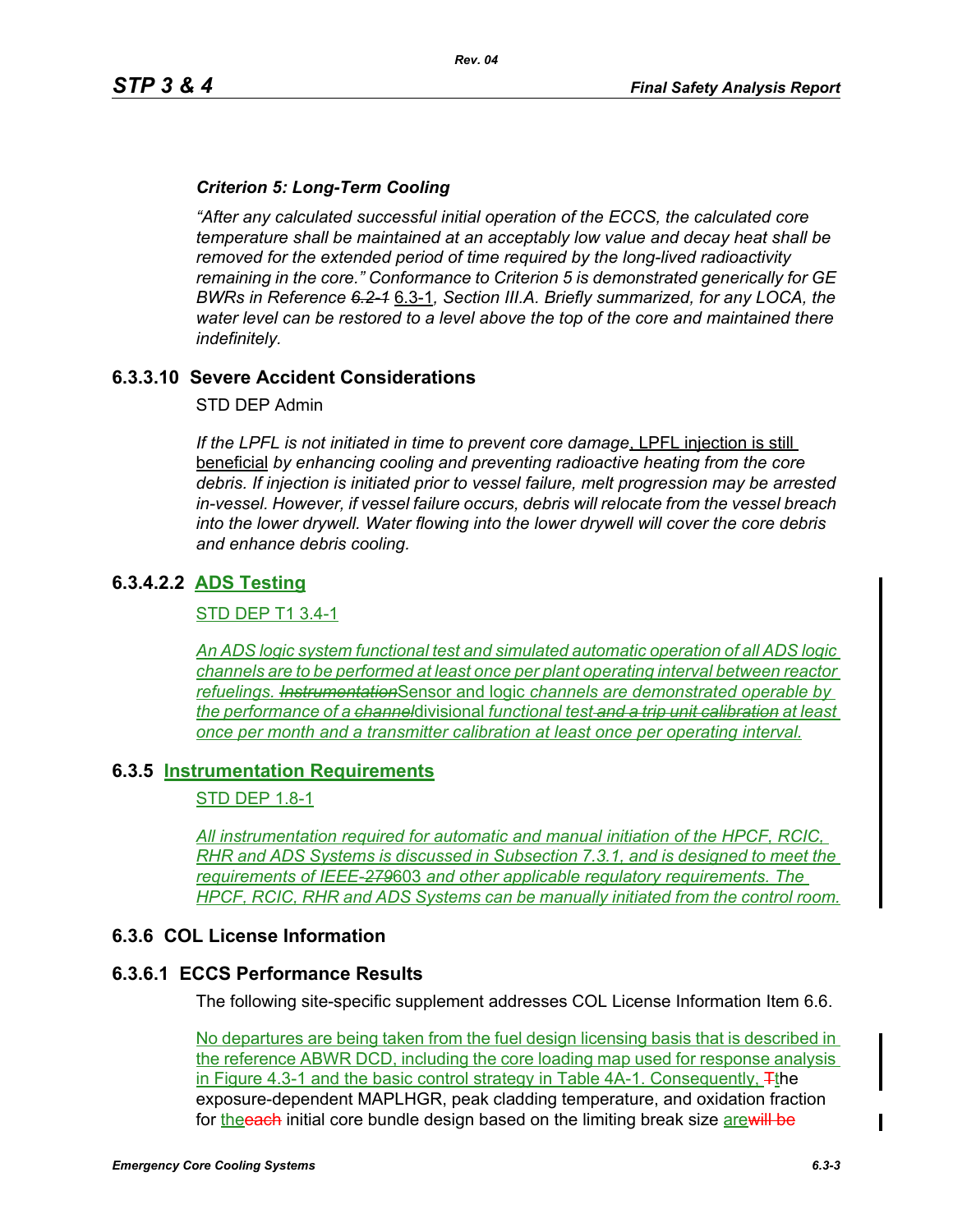***Criterion 5: Long-Term Cooling***

*"After any calculated successful initial operation of the ECCS, the calculated core temperature shall be maintained at an acceptably low value and decay heat shall be removed for the extended period of time required by the long-lived radioactivity remaining in the core." Conformance to Criterion 5 is demonstrated generically for GE BWRs in Reference ~~6.2-1~~* 6.3-1*, Section III.A. Briefly summarized, for any LOCA, the water level can be restored to a level above the top of the core and maintained there indefinitely.*

## 6.3.3.10 Severe Accident Considerations

STD DEP Admin

*If the LPFL is not initiated in time to prevent core damage*, LPFL injection is still beneficial *by enhancing cooling and preventing radioactive heating from the core debris. If injection is initiated prior to vessel failure, melt progression may be arrested in-vessel. However, if vessel failure occurs, debris will relocate from the vessel breach into the lower drywell. Water flowing into the lower drywell will cover the core debris and enhance debris cooling.*

## 6.3.4.2.2 ADS Testing

STD DEP T1 3.4-1

*An ADS logic system functional test and simulated automatic operation of all ADS logic channels are to be performed at least once per plant operating interval between reactor refuelings. ~~Instrumentation~~*Sensor and logic *channels are demonstrated operable by the performance of a ~~channel~~*divisional *functional test ~~and a trip unit calibration~~ at least once per month and a transmitter calibration at least once per operating interval.*

## 6.3.5 Instrumentation Requirements

STD DEP 1.8-1

*All instrumentation required for automatic and manual initiation of the HPCF, RCIC, RHR and ADS Systems is discussed in Subsection 7.3.1, and is designed to meet the requirements of IEEE-~~279~~*603 *and other applicable regulatory requirements. The HPCF, RCIC, RHR and ADS Systems can be manually initiated from the control room.*

## 6.3.6 COL License Information

## 6.3.6.1 ECCS Performance Results

The following site-specific supplement addresses COL License Information Item 6.6.

No departures are being taken from the fuel design licensing basis that is described in the reference ABWR DCD, including the core loading map used for response analysis in Figure 4.3-1 and the basic control strategy in Table 4A-1. Consequently, ~~T~~the exposure-dependent MAPLHGR, peak cladding temperature, and oxidation fraction for the~~each~~ initial core bundle design based on the limiting break size are~~will be~~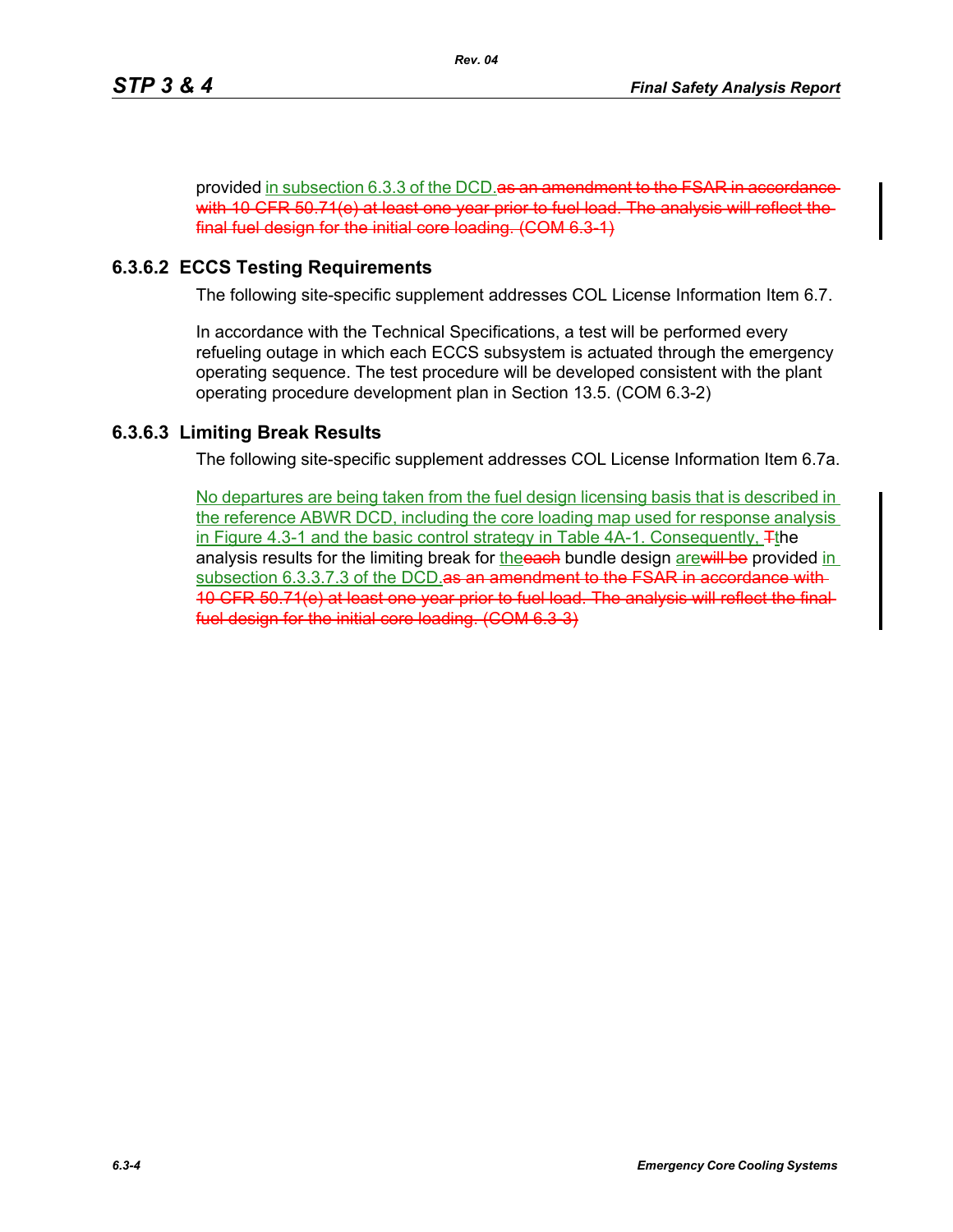provided in subsection 6.3.3 of the DCD.~~as an amendment to the FSAR in accordance with 10 CFR 50.71(e) at least one year prior to fuel load. The analysis will reflect the final fuel design for the initial core loading. (COM 6.3-1)~~

### 6.3.6.2 ECCS Testing Requirements

The following site-specific supplement addresses COL License Information Item 6.7.

In accordance with the Technical Specifications, a test will be performed every refueling outage in which each ECCS subsystem is actuated through the emergency operating sequence. The test procedure will be developed consistent with the plant operating procedure development plan in Section 13.5. (COM 6.3-2)

### 6.3.6.3 Limiting Break Results

The following site-specific supplement addresses COL License Information Item 6.7a.

No departures are being taken from the fuel design licensing basis that is described in the reference ABWR DCD, including the core loading map used for response analysis in Figure 4.3-1 and the basic control strategy in Table 4A-1. Consequently, ~~T~~the analysis results for the limiting break for the~~each~~ bundle design are~~will be~~ provided in subsection 6.3.3.7.3 of the DCD.~~as an amendment to the FSAR in accordance with 10 CFR 50.71(e) at least one year prior to fuel load. The analysis will reflect the final fuel design for the initial core loading. (COM 6.3-3)~~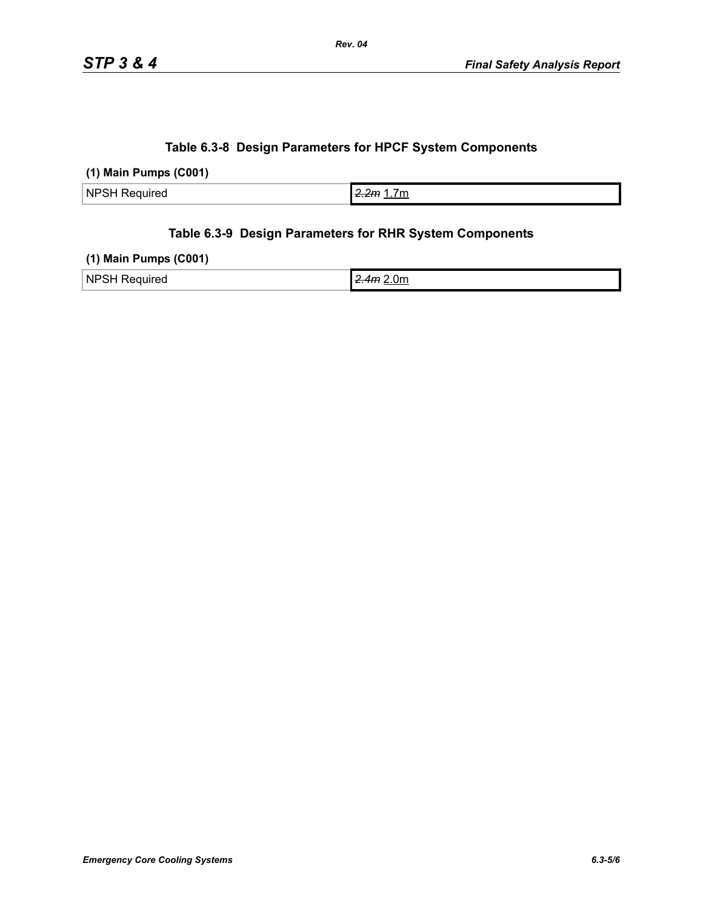## Table 6.3-8 Design Parameters for HPCF System Components

**(1) Main Pumps (C001)**

| | |
|---|---|
| NPSH Required | ~~*2.2m*~~ <u>1.7m</u> |

## Table 6.3-9 Design Parameters for RHR System Components

**(1) Main Pumps (C001)**

| | |
|---|---|
| NPSH Required | ~~*2.4m*~~ <u>2.0m</u> |